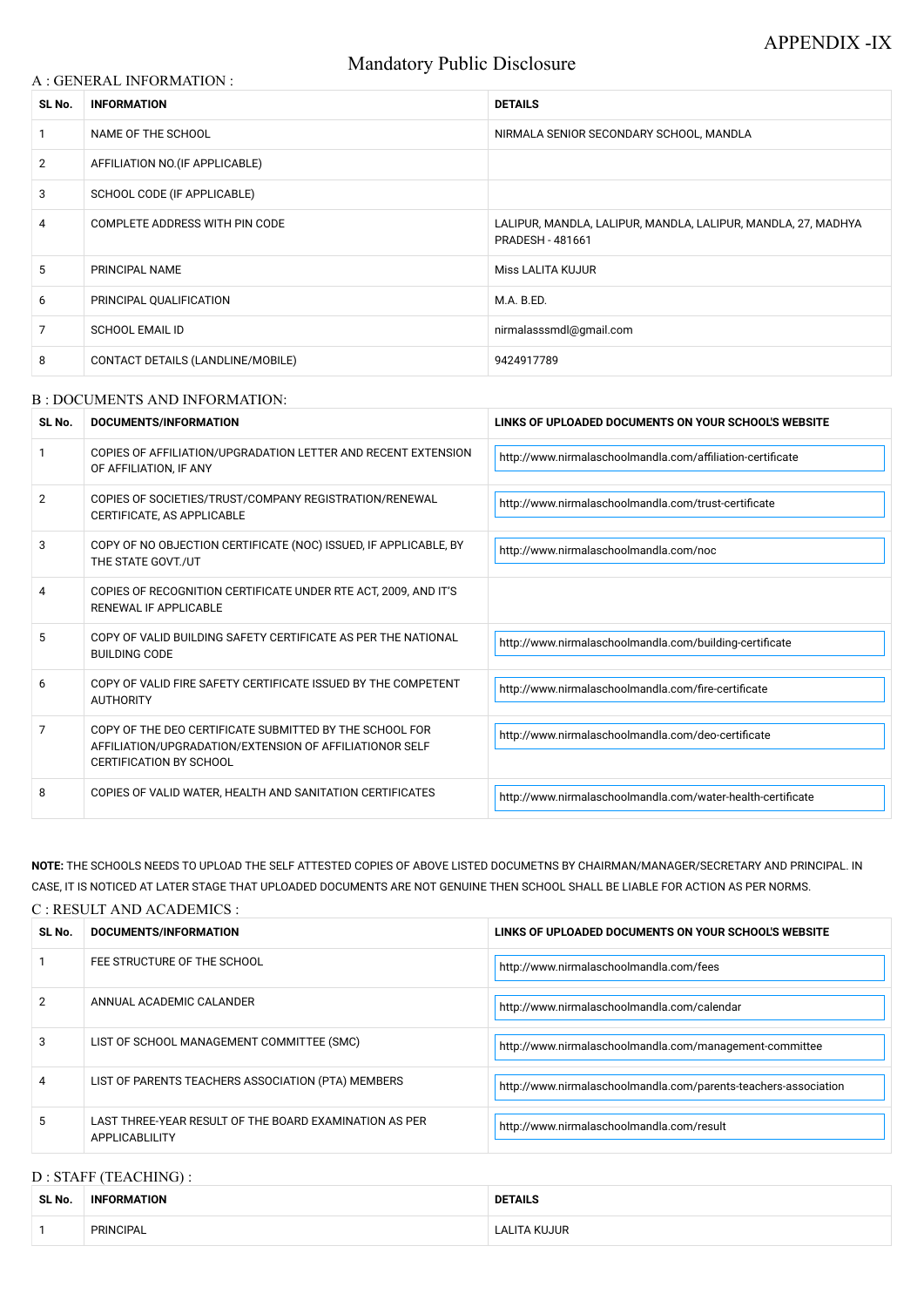APPENDIX -IX

# Mandatory Public Disclosure

## A : GENERAL INFORMATION :

| SL No. | INFORMATION | DETAILS |
|---|---|---|
| 1 | NAME OF THE SCHOOL | NIRMALA SENIOR SECONDARY SCHOOL, MANDLA |
| 2 | AFFILIATION NO.(IF APPLICABLE) | |
| 3 | SCHOOL CODE (IF APPLICABLE) | |
| 4 | COMPLETE ADDRESS WITH PIN CODE | LALIPUR, MANDLA, LALIPUR, MANDLA, LALIPUR, MANDLA, 27, MADHYA PRADESH - 481661 |
| 5 | PRINCIPAL NAME | Miss LALITA KUJUR |
| 6 | PRINCIPAL QUALIFICATION | M.A. B.ED. |
| 7 | SCHOOL EMAIL ID | nirmalasssmdl@gmail.com |
| 8 | CONTACT DETAILS (LANDLINE/MOBILE) | 9424917789 |

## B : DOCUMENTS AND INFORMATION:

| SL No. | DOCUMENTS/INFORMATION | LINKS OF UPLOADED DOCUMENTS ON YOUR SCHOOL'S WEBSITE |
|---|---|---|
| 1 | COPIES OF AFFILIATION/UPGRADATION LETTER AND RECENT EXTENSION OF AFFILIATION, IF ANY | http://www.nirmalaschoolmandla.com/affiliation-certificate |
| 2 | COPIES OF SOCIETIES/TRUST/COMPANY REGISTRATION/RENEWAL CERTIFICATE, AS APPLICABLE | http://www.nirmalaschoolmandla.com/trust-certificate |
| 3 | COPY OF NO OBJECTION CERTIFICATE (NOC) ISSUED, IF APPLICABLE, BY THE STATE GOVT./UT | http://www.nirmalaschoolmandla.com/noc |
| 4 | COPIES OF RECOGNITION CERTIFICATE UNDER RTE ACT, 2009, AND IT'S RENEWAL IF APPLICABLE | |
| 5 | COPY OF VALID BUILDING SAFETY CERTIFICATE AS PER THE NATIONAL BUILDING CODE | http://www.nirmalaschoolmandla.com/building-certificate |
| 6 | COPY OF VALID FIRE SAFETY CERTIFICATE ISSUED BY THE COMPETENT AUTHORITY | http://www.nirmalaschoolmandla.com/fire-certificate |
| 7 | COPY OF THE DEO CERTIFICATE SUBMITTED BY THE SCHOOL FOR AFFILIATION/UPGRADATION/EXTENSION OF AFFILIATIONOR SELF CERTIFICATION BY SCHOOL | http://www.nirmalaschoolmandla.com/deo-certificate |
| 8 | COPIES OF VALID WATER, HEALTH AND SANITATION CERTIFICATES | http://www.nirmalaschoolmandla.com/water-health-certificate |

**NOTE:** THE SCHOOLS NEEDS TO UPLOAD THE SELF ATTESTED COPIES OF ABOVE LISTED DOCUMETNS BY CHAIRMAN/MANAGER/SECRETARY AND PRINCIPAL. IN CASE, IT IS NOTICED AT LATER STAGE THAT UPLOADED DOCUMENTS ARE NOT GENUINE THEN SCHOOL SHALL BE LIABLE FOR ACTION AS PER NORMS.

## C : RESULT AND ACADEMICS :

| SL No. | DOCUMENTS/INFORMATION | LINKS OF UPLOADED DOCUMENTS ON YOUR SCHOOL'S WEBSITE |
|---|---|---|
| 1 | FEE STRUCTURE OF THE SCHOOL | http://www.nirmalaschoolmandla.com/fees |
| 2 | ANNUAL ACADEMIC CALANDER | http://www.nirmalaschoolmandla.com/calendar |
| 3 | LIST OF SCHOOL MANAGEMENT COMMITTEE (SMC) | http://www.nirmalaschoolmandla.com/management-committee |
| 4 | LIST OF PARENTS TEACHERS ASSOCIATION (PTA) MEMBERS | http://www.nirmalaschoolmandla.com/parents-teachers-association |
| 5 | LAST THREE-YEAR RESULT OF THE BOARD EXAMINATION AS PER APPLICABLILITY | http://www.nirmalaschoolmandla.com/result |

## D : STAFF (TEACHING) :

| SL No. | INFORMATION | DETAILS |
|---|---|---|
| 1 | PRINCIPAL | LALITA KUJUR |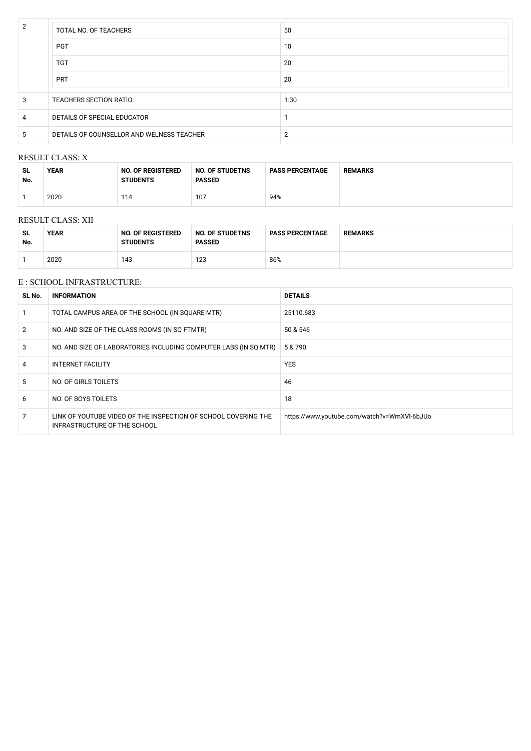| | | |
|---|---|---|
| 2 | TOTAL NO. OF TEACHERS | 50 |
| | PGT | 10 |
| | TGT | 20 |
| | PRT | 20 |
| 3 | TEACHERS SECTION RATIO | 1:30 |
| 4 | DETAILS OF SPECIAL EDUCATOR | 1 |
| 5 | DETAILS OF COUNSELLOR AND WELNESS TEACHER | 2 |

## RESULT CLASS: X

| SL No. | YEAR | NO. OF REGISTERED STUDENTS | NO. OF STUDETNS PASSED | PASS PERCENTAGE | REMARKS |
|---|---|---|---|---|---|
| 1 | 2020 | 114 | 107 | 94% | |

## RESULT CLASS: XII

| SL No. | YEAR | NO. OF REGISTERED STUDENTS | NO. OF STUDETNS PASSED | PASS PERCENTAGE | REMARKS |
|---|---|---|---|---|---|
| 1 | 2020 | 143 | 123 | 86% | |

## E : SCHOOL INFRASTRUCTURE:

| SL No. | INFORMATION | DETAILS |
|---|---|---|
| 1 | TOTAL CAMPUS AREA OF THE SCHOOL (IN SQUARE MTR) | 25110.683 |
| 2 | NO. AND SIZE OF THE CLASS ROOMS (IN SQ FTMTR) | 50 & 546 |
| 3 | NO. AND SIZE OF LABORATORIES INCLUDING COMPUTER LABS (IN SQ MTR) | 5 & 790 |
| 4 | INTERNET FACILITY | YES |
| 5 | NO. OF GIRLS TOILETS | 46 |
| 6 | NO. OF BOYS TOILETS | 18 |
| 7 | LINK OF YOUTUBE VIDEO OF THE INSPECTION OF SCHOOL COVERING THE INFRASTRUCTURE OF THE SCHOOL | https://www.youtube.com/watch?v=WmXVl-6bJUo |